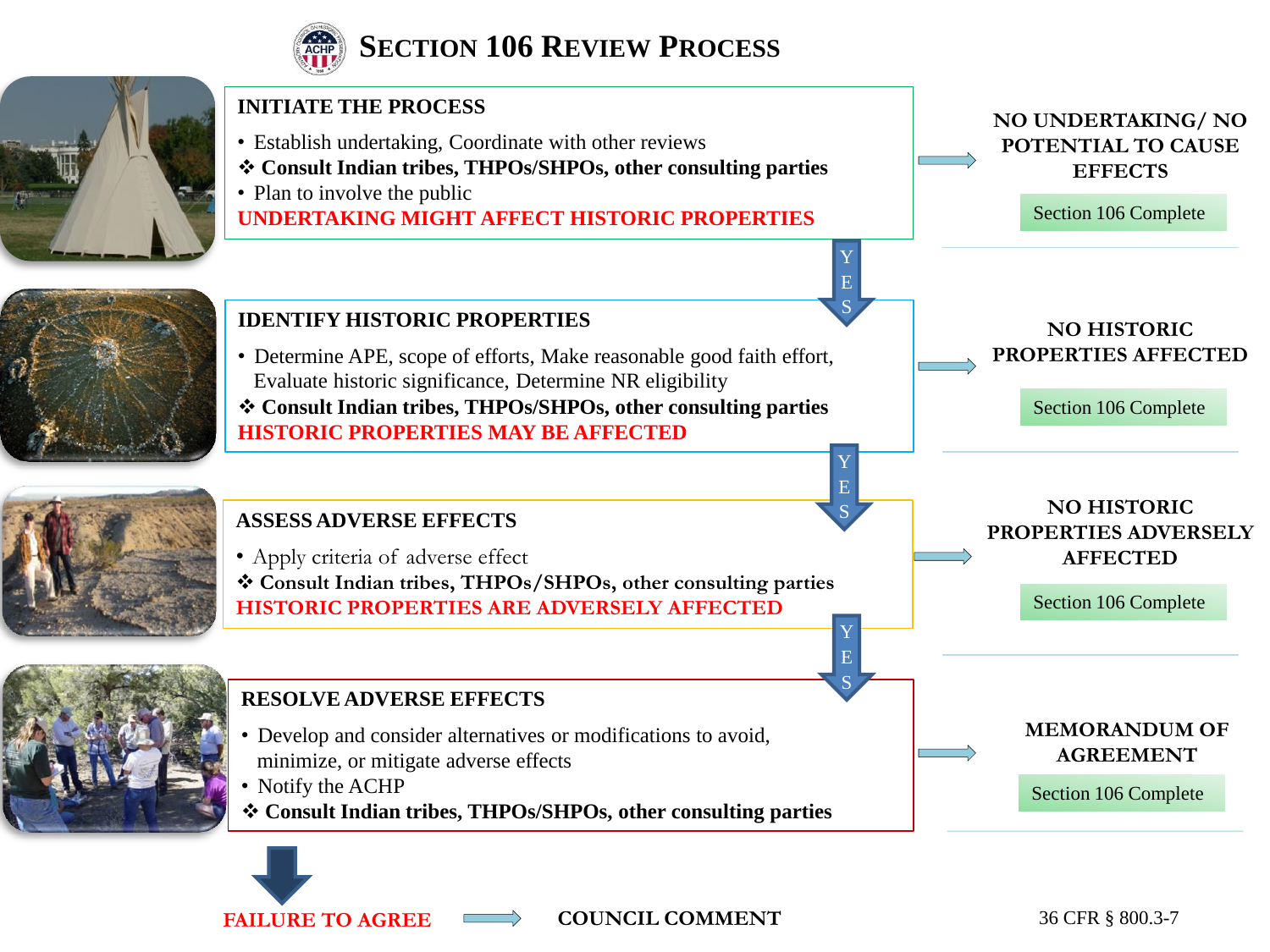# Section 106 Review Process

## INITIATE THE PROCESS

- Establish undertaking, Coordinate with other reviews
- ❖ **Consult Indian tribes, THPOs/SHPOs, other consulting parties**
- Plan to involve the public

**UNDERTAKING MIGHT AFFECT HISTORIC PROPERTIES**

→ **NO UNDERTAKING/ NO POTENTIAL TO CAUSE EFFECTS** — Section 106 Complete

YES ↓

## IDENTIFY HISTORIC PROPERTIES

- Determine APE, scope of efforts, Make reasonable good faith effort, Evaluate historic significance, Determine NR eligibility
- ❖ **Consult Indian tribes, THPOs/SHPOs, other consulting parties**

**HISTORIC PROPERTIES MAY BE AFFECTED**

→ **NO HISTORIC PROPERTIES AFFECTED** — Section 106 Complete

YES ↓

## ASSESS ADVERSE EFFECTS

- Apply criteria of adverse effect
- ❖ **Consult Indian tribes, THPOs/SHPOs, other consulting parties**

**HISTORIC PROPERTIES ARE ADVERSELY AFFECTED**

→ **NO HISTORIC PROPERTIES ADVERSELY AFFECTED** — Section 106 Complete

YES ↓

## RESOLVE ADVERSE EFFECTS

- Develop and consider alternatives or modifications to avoid, minimize, or mitigate adverse effects
- Notify the ACHP
- ❖ **Consult Indian tribes, THPOs/SHPOs, other consulting parties**

→ **MEMORANDUM OF AGREEMENT** — Section 106 Complete

↓

**FAILURE TO AGREE** → **COUNCIL COMMENT**

36 CFR § 800.3-7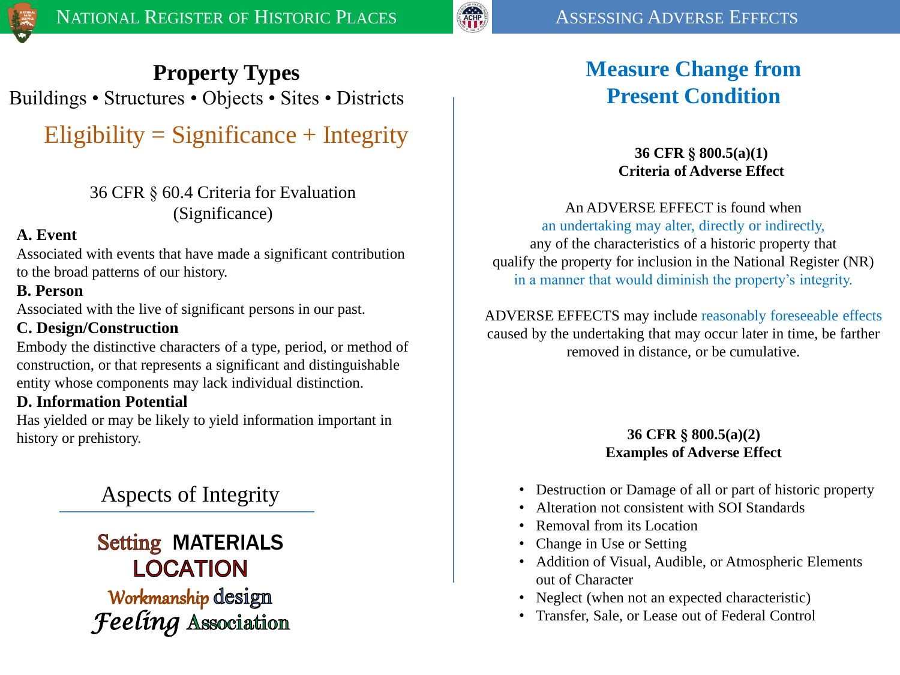# National Register of Historic Places

## Property Types

Buildings • Structures • Objects • Sites • Districts

Eligibility = Significance + Integrity

36 CFR § 60.4 Criteria for Evaluation (Significance)

**A. Event**
Associated with events that have made a significant contribution to the broad patterns of our history.

**B. Person**
Associated with the live of significant persons in our past.

**C. Design/Construction**
Embody the distinctive characters of a type, period, or method of construction, or that represents a significant and distinguishable entity whose components may lack individual distinction.

**D. Information Potential**
Has yielded or may be likely to yield information important in history or prehistory.

### Aspects of Integrity

Setting MATERIALS
LOCATION
Workmanship design
Feeling Association

# Assessing Adverse Effects

## Measure Change from Present Condition

**36 CFR § 800.5(a)(1)**
**Criteria of Adverse Effect**

An ADVERSE EFFECT is found when an undertaking may alter, directly or indirectly, any of the characteristics of a historic property that qualify the property for inclusion in the National Register (NR) in a manner that would diminish the property's integrity.

ADVERSE EFFECTS may include reasonably foreseeable effects caused by the undertaking that may occur later in time, be farther removed in distance, or be cumulative.

**36 CFR § 800.5(a)(2)**
**Examples of Adverse Effect**

- Destruction or Damage of all or part of historic property
- Alteration not consistent with SOI Standards
- Removal from its Location
- Change in Use or Setting
- Addition of Visual, Audible, or Atmospheric Elements out of Character
- Neglect (when not an expected characteristic)
- Transfer, Sale, or Lease out of Federal Control